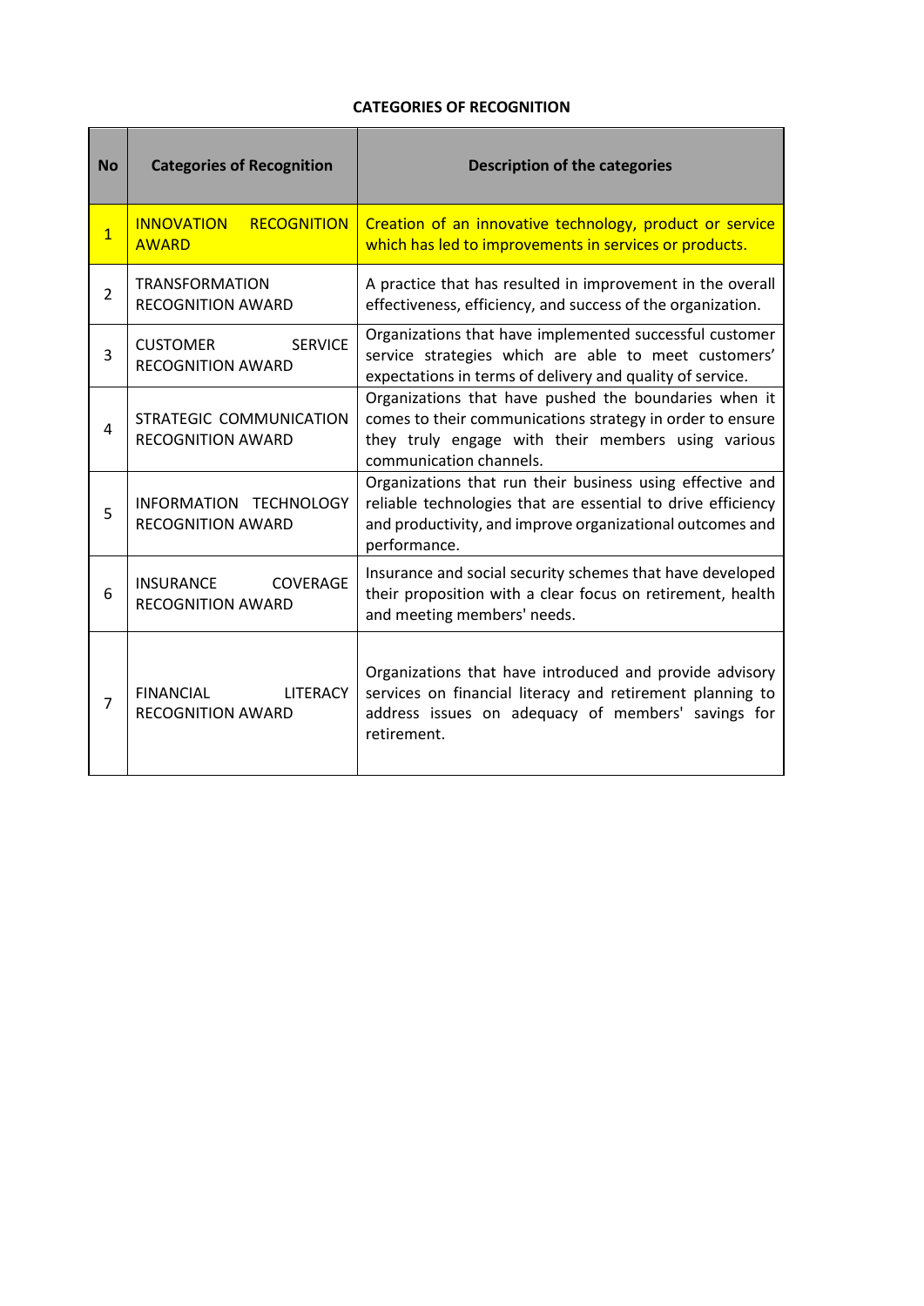**CATEGORIES OF RECOGNITION**

| No | Categories of Recognition | Description of the categories |
|---|---|---|
| 1 | INNOVATION RECOGNITION AWARD | Creation of an innovative technology, product or service which has led to improvements in services or products. |
| 2 | TRANSFORMATION RECOGNITION AWARD | A practice that has resulted in improvement in the overall effectiveness, efficiency, and success of the organization. |
| 3 | CUSTOMER SERVICE RECOGNITION AWARD | Organizations that have implemented successful customer service strategies which are able to meet customers' expectations in terms of delivery and quality of service. |
| 4 | STRATEGIC COMMUNICATION RECOGNITION AWARD | Organizations that have pushed the boundaries when it comes to their communications strategy in order to ensure they truly engage with their members using various communication channels. |
| 5 | INFORMATION TECHNOLOGY RECOGNITION AWARD | Organizations that run their business using effective and reliable technologies that are essential to drive efficiency and productivity, and improve organizational outcomes and performance. |
| 6 | INSURANCE COVERAGE RECOGNITION AWARD | Insurance and social security schemes that have developed their proposition with a clear focus on retirement, health and meeting members' needs. |
| 7 | FINANCIAL LITERACY RECOGNITION AWARD | Organizations that have introduced and provide advisory services on financial literacy and retirement planning to address issues on adequacy of members' savings for retirement. |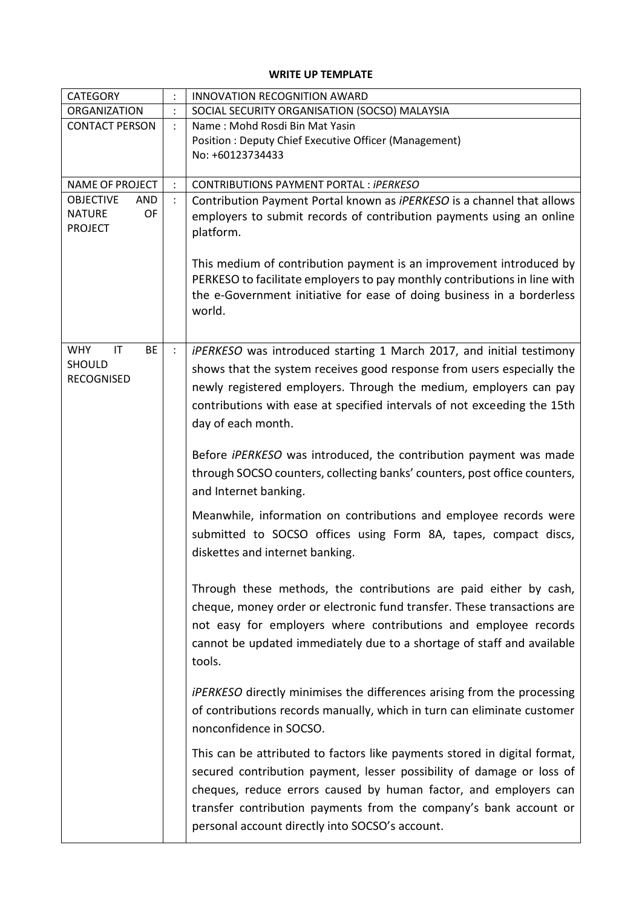**WRITE UP TEMPLATE**

| CATEGORY | : | INNOVATION RECOGNITION AWARD |
|---|---|---|
| ORGANIZATION | : | SOCIAL SECURITY ORGANISATION (SOCSO) MALAYSIA |
| CONTACT PERSON | : | Name : Mohd Rosdi Bin Mat Yasin<br>Position : Deputy Chief Executive Officer (Management)<br>No: +60123734433 |
| NAME OF PROJECT | : | CONTRIBUTIONS PAYMENT PORTAL : *iPERKESO* |
| OBJECTIVE AND NATURE OF PROJECT | : | Contribution Payment Portal known as *iPERKESO* is a channel that allows employers to submit records of contribution payments using an online platform.<br><br>This medium of contribution payment is an improvement introduced by PERKESO to facilitate employers to pay monthly contributions in line with the e-Government initiative for ease of doing business in a borderless world. |
| WHY IT BE SHOULD RECOGNISED | : | *iPERKESO* was introduced starting 1 March 2017, and initial testimony shows that the system receives good response from users especially the newly registered employers. Through the medium, employers can pay contributions with ease at specified intervals of not exceeding the 15th day of each month.<br><br>Before *iPERKESO* was introduced, the contribution payment was made through SOCSO counters, collecting banks' counters, post office counters, and Internet banking.<br><br>Meanwhile, information on contributions and employee records were submitted to SOCSO offices using Form 8A, tapes, compact discs, diskettes and internet banking.<br><br>Through these methods, the contributions are paid either by cash, cheque, money order or electronic fund transfer. These transactions are not easy for employers where contributions and employee records cannot be updated immediately due to a shortage of staff and available tools.<br><br>*iPERKESO* directly minimises the differences arising from the processing of contributions records manually, which in turn can eliminate customer nonconfidence in SOCSO.<br><br>This can be attributed to factors like payments stored in digital format, secured contribution payment, lesser possibility of damage or loss of cheques, reduce errors caused by human factor, and employers can transfer contribution payments from the company's bank account or personal account directly into SOCSO's account. |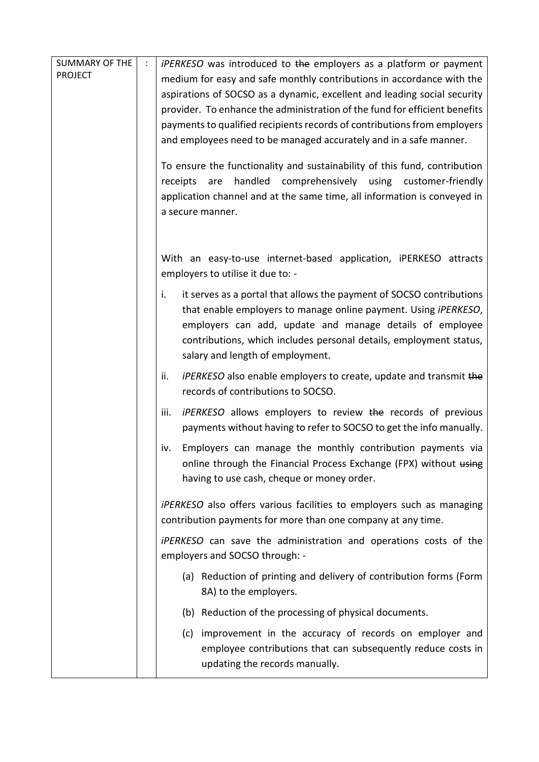**SUMMARY OF THE PROJECT** :

*iPERKESO* was introduced to ~~the~~ employers as a platform or payment medium for easy and safe monthly contributions in accordance with the aspirations of SOCSO as a dynamic, excellent and leading social security provider. To enhance the administration of the fund for efficient benefits payments to qualified recipients records of contributions from employers and employees need to be managed accurately and in a safe manner.

To ensure the functionality and sustainability of this fund, contribution receipts are handled comprehensively using customer-friendly application channel and at the same time, all information is conveyed in a secure manner.

With an easy-to-use internet-based application, iPERKESO attracts employers to utilise it due to: -

i. it serves as a portal that allows the payment of SOCSO contributions that enable employers to manage online payment. Using *iPERKESO*, employers can add, update and manage details of employee contributions, which includes personal details, employment status, salary and length of employment.

ii. *iPERKESO* also enable employers to create, update and transmit ~~the~~ records of contributions to SOCSO.

iii. *iPERKESO* allows employers to review ~~the~~ records of previous payments without having to refer to SOCSO to get the info manually.

iv. Employers can manage the monthly contribution payments via online through the Financial Process Exchange (FPX) without ~~using~~ having to use cash, cheque or money order.

*iPERKESO* also offers various facilities to employers such as managing contribution payments for more than one company at any time.

*iPERKESO* can save the administration and operations costs of the employers and SOCSO through: -

(a) Reduction of printing and delivery of contribution forms (Form 8A) to the employers.

(b) Reduction of the processing of physical documents.

(c) improvement in the accuracy of records on employer and employee contributions that can subsequently reduce costs in updating the records manually.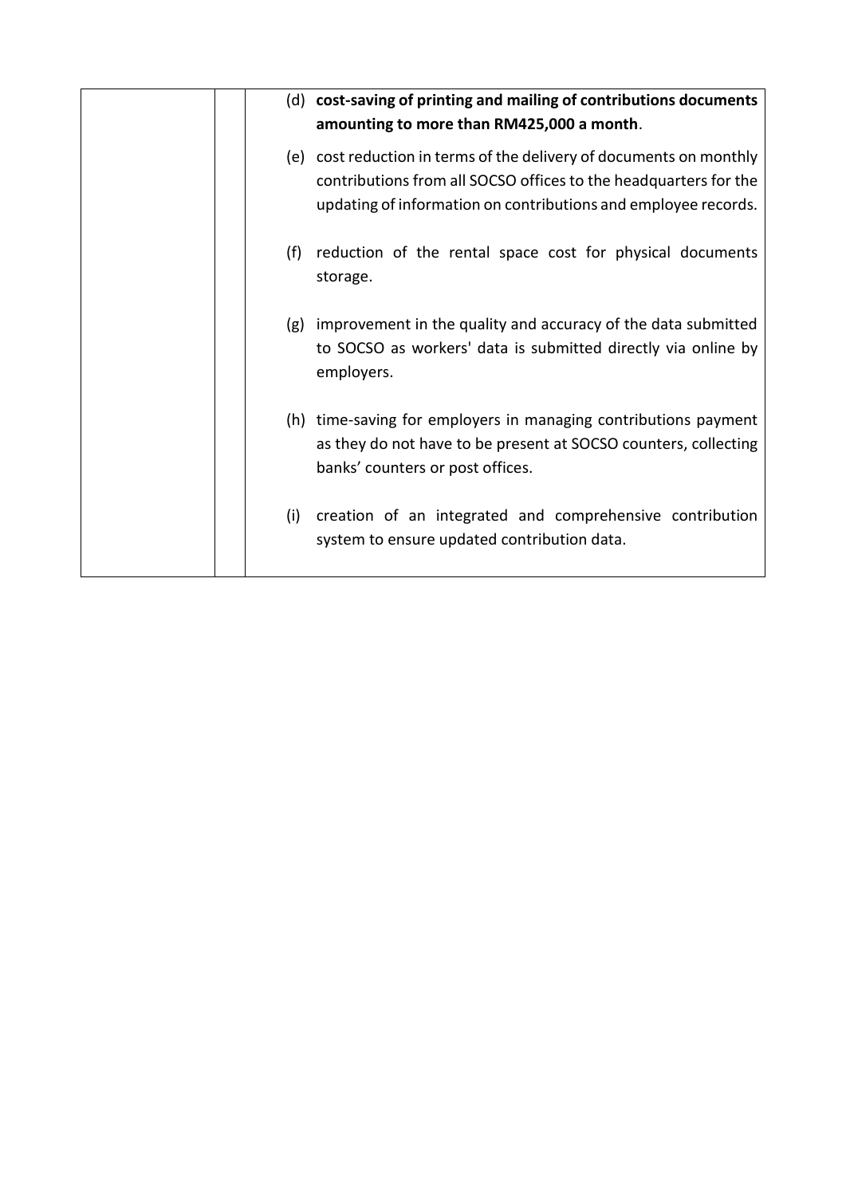| | | |
|---|---|---|
| | | (d) **cost-saving of printing and mailing of contributions documents amounting to more than RM425,000 a month**.<br><br>(e) cost reduction in terms of the delivery of documents on monthly contributions from all SOCSO offices to the headquarters for the updating of information on contributions and employee records.<br><br>(f) reduction of the rental space cost for physical documents storage.<br><br>(g) improvement in the quality and accuracy of the data submitted to SOCSO as workers' data is submitted directly via online by employers.<br><br>(h) time-saving for employers in managing contributions payment as they do not have to be present at SOCSO counters, collecting banks' counters or post offices.<br><br>(i) creation of an integrated and comprehensive contribution system to ensure updated contribution data. |